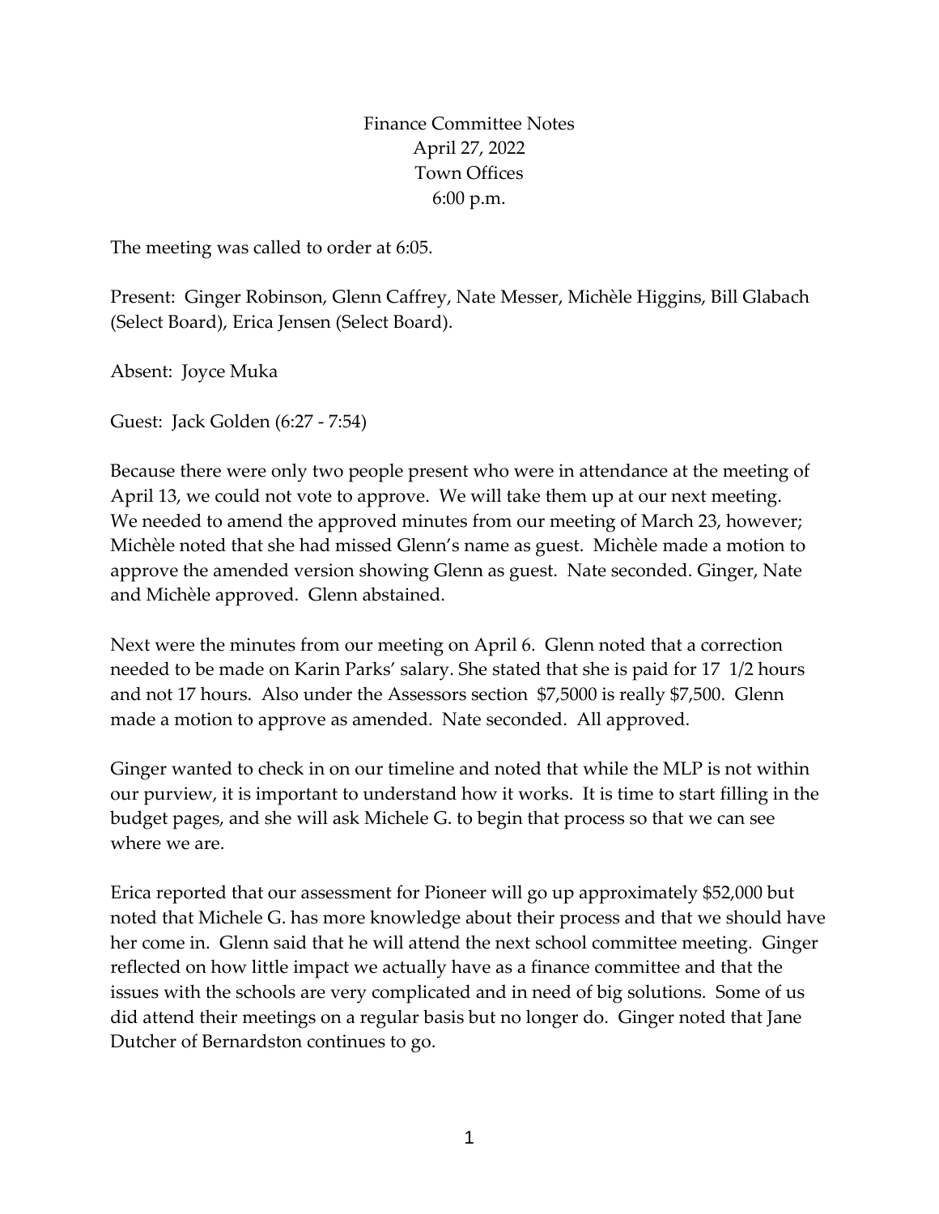# Finance Committee Notes
April 27, 2022
Town Offices
6:00 p.m.

The meeting was called to order at 6:05.

Present: Ginger Robinson, Glenn Caffrey, Nate Messer, Michèle Higgins, Bill Glabach (Select Board), Erica Jensen (Select Board).

Absent: Joyce Muka

Guest: Jack Golden (6:27 - 7:54)

Because there were only two people present who were in attendance at the meeting of April 13, we could not vote to approve. We will take them up at our next meeting. We needed to amend the approved minutes from our meeting of March 23, however; Michèle noted that she had missed Glenn's name as guest. Michèle made a motion to approve the amended version showing Glenn as guest. Nate seconded. Ginger, Nate and Michèle approved. Glenn abstained.

Next were the minutes from our meeting on April 6. Glenn noted that a correction needed to be made on Karin Parks' salary. She stated that she is paid for 17 1/2 hours and not 17 hours. Also under the Assessors section $7,5000 is really $7,500. Glenn made a motion to approve as amended. Nate seconded. All approved.

Ginger wanted to check in on our timeline and noted that while the MLP is not within our purview, it is important to understand how it works. It is time to start filling in the budget pages, and she will ask Michele G. to begin that process so that we can see where we are.

Erica reported that our assessment for Pioneer will go up approximately $52,000 but noted that Michele G. has more knowledge about their process and that we should have her come in. Glenn said that he will attend the next school committee meeting. Ginger reflected on how little impact we actually have as a finance committee and that the issues with the schools are very complicated and in need of big solutions. Some of us did attend their meetings on a regular basis but no longer do. Ginger noted that Jane Dutcher of Bernardston continues to go.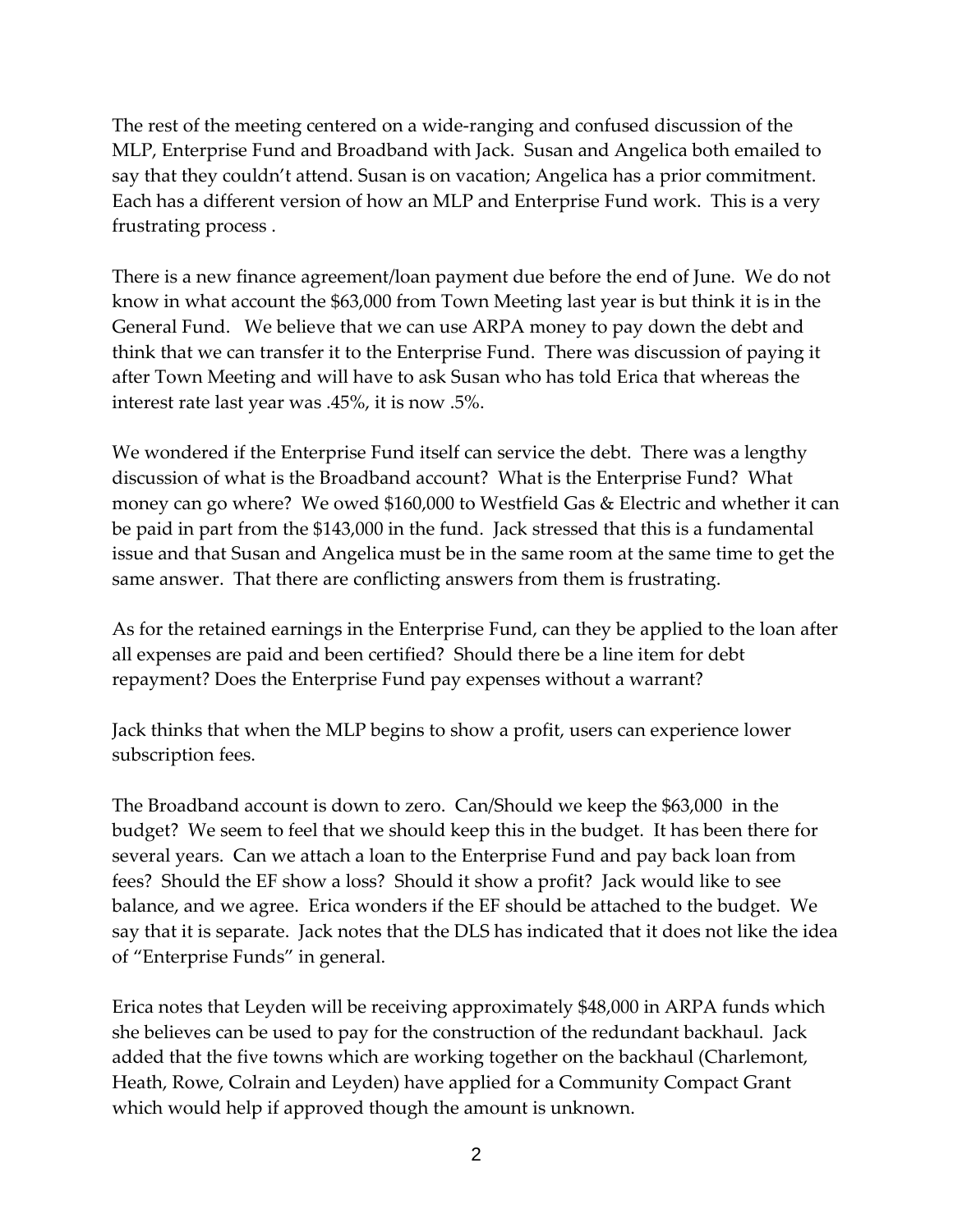The rest of the meeting centered on a wide-ranging and confused discussion of the MLP, Enterprise Fund and Broadband with Jack. Susan and Angelica both emailed to say that they couldn't attend. Susan is on vacation; Angelica has a prior commitment. Each has a different version of how an MLP and Enterprise Fund work. This is a very frustrating process .

There is a new finance agreement/loan payment due before the end of June. We do not know in what account the $63,000 from Town Meeting last year is but think it is in the General Fund. We believe that we can use ARPA money to pay down the debt and think that we can transfer it to the Enterprise Fund. There was discussion of paying it after Town Meeting and will have to ask Susan who has told Erica that whereas the interest rate last year was .45%, it is now .5%.

We wondered if the Enterprise Fund itself can service the debt. There was a lengthy discussion of what is the Broadband account? What is the Enterprise Fund? What money can go where? We owed $160,000 to Westfield Gas & Electric and whether it can be paid in part from the $143,000 in the fund. Jack stressed that this is a fundamental issue and that Susan and Angelica must be in the same room at the same time to get the same answer. That there are conflicting answers from them is frustrating.

As for the retained earnings in the Enterprise Fund, can they be applied to the loan after all expenses are paid and been certified? Should there be a line item for debt repayment? Does the Enterprise Fund pay expenses without a warrant?

Jack thinks that when the MLP begins to show a profit, users can experience lower subscription fees.

The Broadband account is down to zero. Can/Should we keep the $63,000 in the budget? We seem to feel that we should keep this in the budget. It has been there for several years. Can we attach a loan to the Enterprise Fund and pay back loan from fees? Should the EF show a loss? Should it show a profit? Jack would like to see balance, and we agree. Erica wonders if the EF should be attached to the budget. We say that it is separate. Jack notes that the DLS has indicated that it does not like the idea of "Enterprise Funds" in general.

Erica notes that Leyden will be receiving approximately $48,000 in ARPA funds which she believes can be used to pay for the construction of the redundant backhaul. Jack added that the five towns which are working together on the backhaul (Charlemont, Heath, Rowe, Colrain and Leyden) have applied for a Community Compact Grant which would help if approved though the amount is unknown.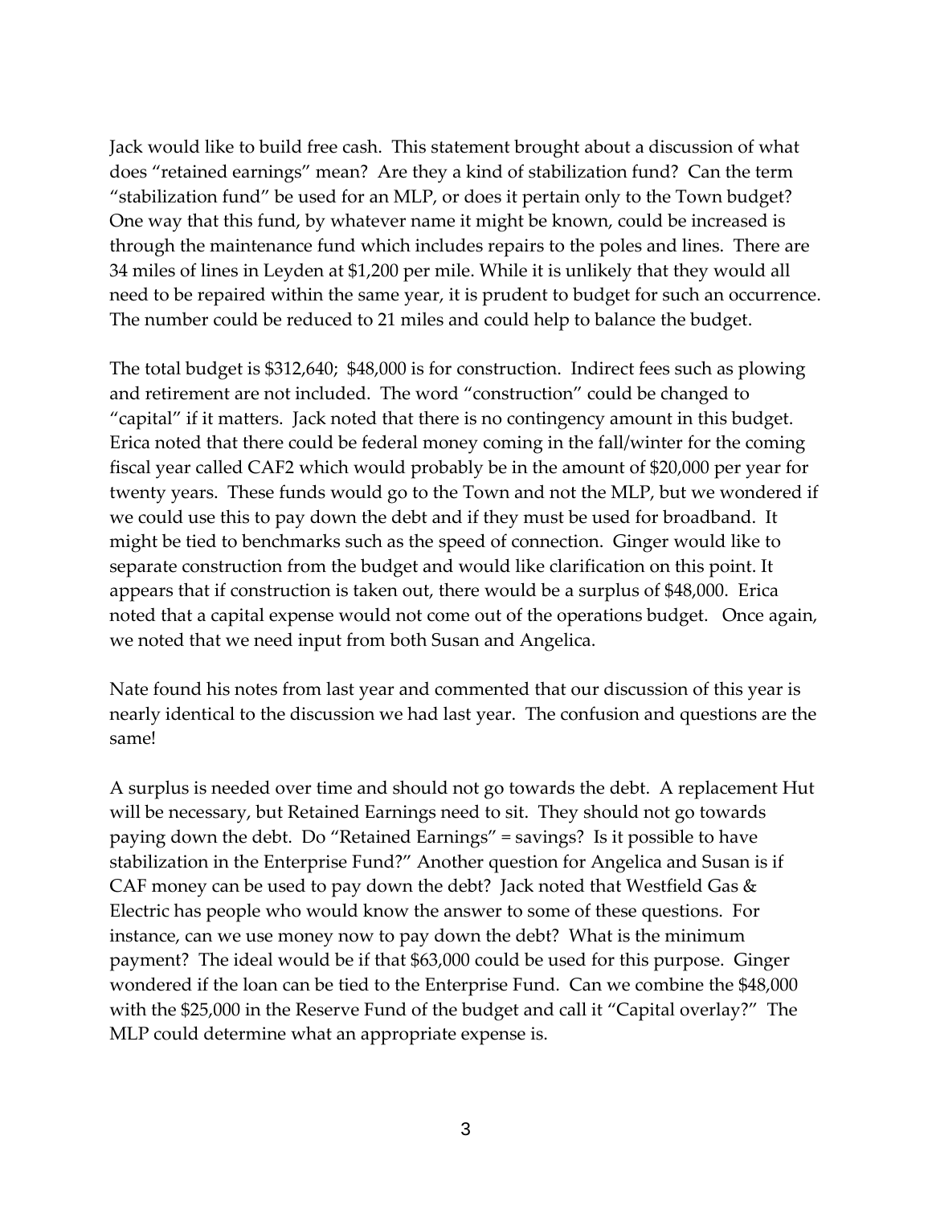Jack would like to build free cash. This statement brought about a discussion of what does "retained earnings" mean? Are they a kind of stabilization fund? Can the term "stabilization fund" be used for an MLP, or does it pertain only to the Town budget? One way that this fund, by whatever name it might be known, could be increased is through the maintenance fund which includes repairs to the poles and lines. There are 34 miles of lines in Leyden at $1,200 per mile. While it is unlikely that they would all need to be repaired within the same year, it is prudent to budget for such an occurrence. The number could be reduced to 21 miles and could help to balance the budget.

The total budget is $312,640; $48,000 is for construction. Indirect fees such as plowing and retirement are not included. The word "construction" could be changed to "capital" if it matters. Jack noted that there is no contingency amount in this budget. Erica noted that there could be federal money coming in the fall/winter for the coming fiscal year called CAF2 which would probably be in the amount of $20,000 per year for twenty years. These funds would go to the Town and not the MLP, but we wondered if we could use this to pay down the debt and if they must be used for broadband. It might be tied to benchmarks such as the speed of connection. Ginger would like to separate construction from the budget and would like clarification on this point. It appears that if construction is taken out, there would be a surplus of $48,000. Erica noted that a capital expense would not come out of the operations budget. Once again, we noted that we need input from both Susan and Angelica.

Nate found his notes from last year and commented that our discussion of this year is nearly identical to the discussion we had last year. The confusion and questions are the same!

A surplus is needed over time and should not go towards the debt. A replacement Hut will be necessary, but Retained Earnings need to sit. They should not go towards paying down the debt. Do "Retained Earnings" = savings? Is it possible to have stabilization in the Enterprise Fund?" Another question for Angelica and Susan is if CAF money can be used to pay down the debt? Jack noted that Westfield Gas & Electric has people who would know the answer to some of these questions. For instance, can we use money now to pay down the debt? What is the minimum payment? The ideal would be if that $63,000 could be used for this purpose. Ginger wondered if the loan can be tied to the Enterprise Fund. Can we combine the $48,000 with the $25,000 in the Reserve Fund of the budget and call it "Capital overlay?" The MLP could determine what an appropriate expense is.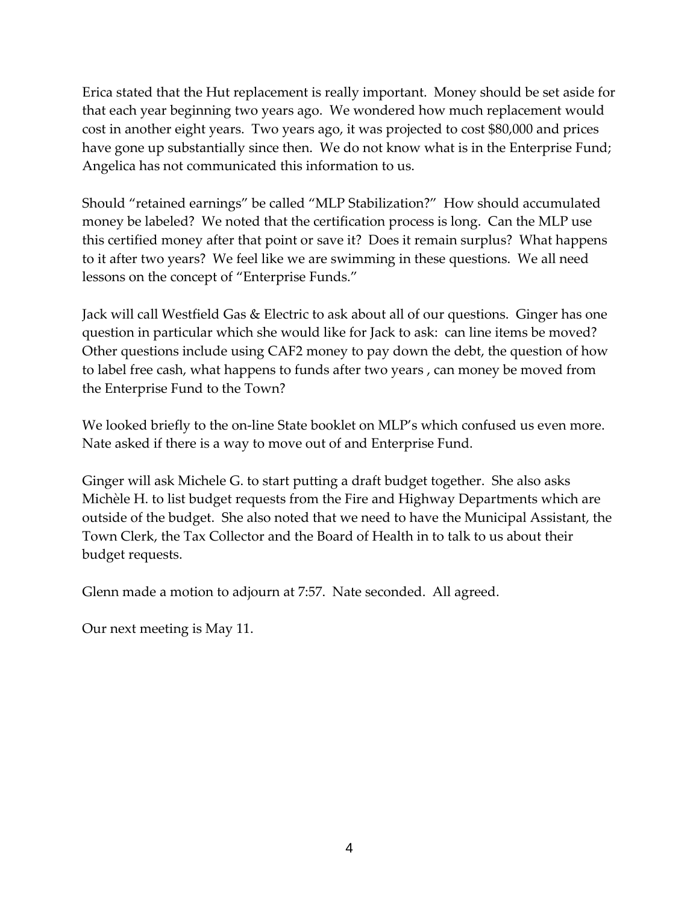Erica stated that the Hut replacement is really important. Money should be set aside for that each year beginning two years ago. We wondered how much replacement would cost in another eight years. Two years ago, it was projected to cost $80,000 and prices have gone up substantially since then. We do not know what is in the Enterprise Fund; Angelica has not communicated this information to us.

Should "retained earnings" be called "MLP Stabilization?" How should accumulated money be labeled? We noted that the certification process is long. Can the MLP use this certified money after that point or save it? Does it remain surplus? What happens to it after two years? We feel like we are swimming in these questions. We all need lessons on the concept of "Enterprise Funds."

Jack will call Westfield Gas & Electric to ask about all of our questions. Ginger has one question in particular which she would like for Jack to ask: can line items be moved? Other questions include using CAF2 money to pay down the debt, the question of how to label free cash, what happens to funds after two years , can money be moved from the Enterprise Fund to the Town?

We looked briefly to the on-line State booklet on MLP's which confused us even more. Nate asked if there is a way to move out of and Enterprise Fund.

Ginger will ask Michele G. to start putting a draft budget together. She also asks Michèle H. to list budget requests from the Fire and Highway Departments which are outside of the budget. She also noted that we need to have the Municipal Assistant, the Town Clerk, the Tax Collector and the Board of Health in to talk to us about their budget requests.

Glenn made a motion to adjourn at 7:57. Nate seconded. All agreed.

Our next meeting is May 11.